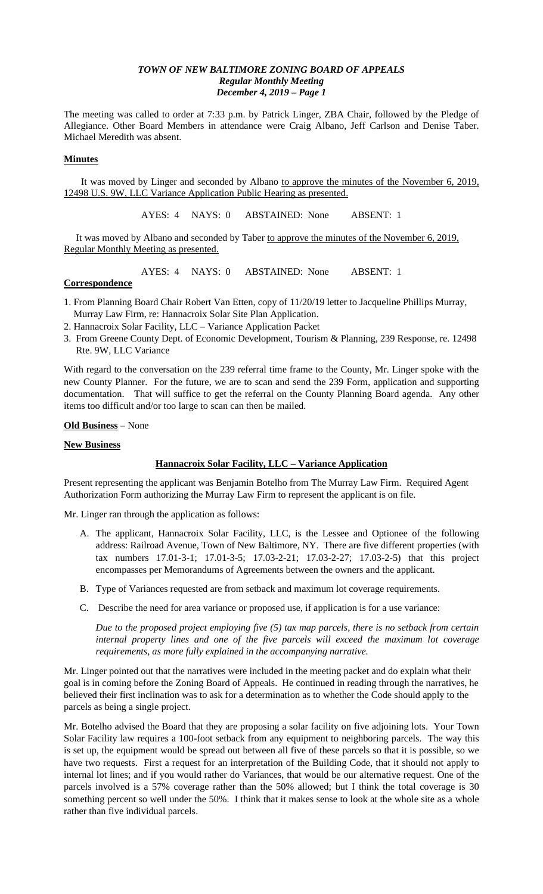# *TOWN OF NEW BALTIMORE ZONING BOARD OF APPEALS*
## *Regular Monthly Meeting*
### *December 4, 2019 – Page 1*

The meeting was called to order at 7:33 p.m. by Patrick Linger, ZBA Chair, followed by the Pledge of Allegiance. Other Board Members in attendance were Craig Albano, Jeff Carlson and Denise Taber. Michael Meredith was absent.

**Minutes**

It was moved by Linger and seconded by Albano to approve the minutes of the November 6, 2019, 12498 U.S. 9W, LLC Variance Application Public Hearing as presented.

AYES: 4 NAYS: 0 ABSTAINED: None ABSENT: 1

It was moved by Albano and seconded by Taber to approve the minutes of the November 6, 2019, Regular Monthly Meeting as presented.

AYES: 4 NAYS: 0 ABSTAINED: None ABSENT: 1

**Correspondence**

1. From Planning Board Chair Robert Van Etten, copy of 11/20/19 letter to Jacqueline Phillips Murray, Murray Law Firm, re: Hannacroix Solar Site Plan Application.
2. Hannacroix Solar Facility, LLC – Variance Application Packet
3. From Greene County Dept. of Economic Development, Tourism & Planning, 239 Response, re. 12498 Rte. 9W, LLC Variance

With regard to the conversation on the 239 referral time frame to the County, Mr. Linger spoke with the new County Planner. For the future, we are to scan and send the 239 Form, application and supporting documentation. That will suffice to get the referral on the County Planning Board agenda. Any other items too difficult and/or too large to scan can then be mailed.

**Old Business** – None

**New Business**

**Hannacroix Solar Facility, LLC – Variance Application**

Present representing the applicant was Benjamin Botelho from The Murray Law Firm. Required Agent Authorization Form authorizing the Murray Law Firm to represent the applicant is on file.

Mr. Linger ran through the application as follows:

A. The applicant, Hannacroix Solar Facility, LLC, is the Lessee and Optionee of the following address: Railroad Avenue, Town of New Baltimore, NY. There are five different properties (with tax numbers 17.01-3-1; 17.01-3-5; 17.03-2-21; 17.03-2-27; 17.03-2-5) that this project encompasses per Memorandums of Agreements between the owners and the applicant.

B. Type of Variances requested are from setback and maximum lot coverage requirements.

C. Describe the need for area variance or proposed use, if application is for a use variance:

*Due to the proposed project employing five (5) tax map parcels, there is no setback from certain internal property lines and one of the five parcels will exceed the maximum lot coverage requirements, as more fully explained in the accompanying narrative.*

Mr. Linger pointed out that the narratives were included in the meeting packet and do explain what their goal is in coming before the Zoning Board of Appeals. He continued in reading through the narratives, he believed their first inclination was to ask for a determination as to whether the Code should apply to the parcels as being a single project.

Mr. Botelho advised the Board that they are proposing a solar facility on five adjoining lots. Your Town Solar Facility law requires a 100-foot setback from any equipment to neighboring parcels. The way this is set up, the equipment would be spread out between all five of these parcels so that it is possible, so we have two requests. First a request for an interpretation of the Building Code, that it should not apply to internal lot lines; and if you would rather do Variances, that would be our alternative request. One of the parcels involved is a 57% coverage rather than the 50% allowed; but I think the total coverage is 30 something percent so well under the 50%. I think that it makes sense to look at the whole site as a whole rather than five individual parcels.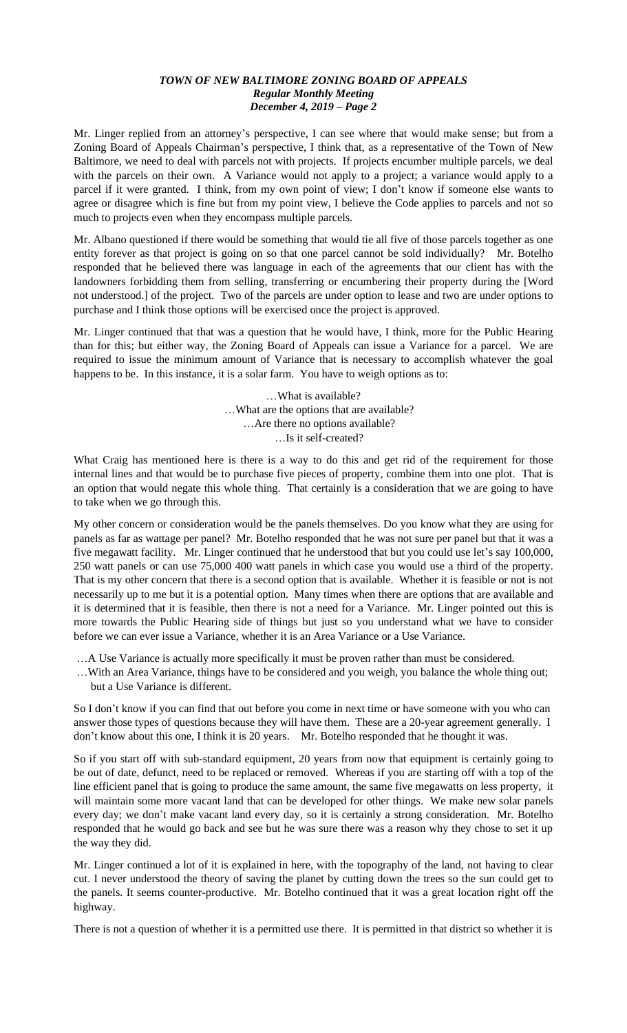Mr. Linger replied from an attorney's perspective, I can see where that would make sense; but from a Zoning Board of Appeals Chairman's perspective, I think that, as a representative of the Town of New Baltimore, we need to deal with parcels not with projects. If projects encumber multiple parcels, we deal with the parcels on their own. A Variance would not apply to a project; a variance would apply to a parcel if it were granted. I think, from my own point of view; I don't know if someone else wants to agree or disagree which is fine but from my point view, I believe the Code applies to parcels and not so much to projects even when they encompass multiple parcels.

Mr. Albano questioned if there would be something that would tie all five of those parcels together as one entity forever as that project is going on so that one parcel cannot be sold individually? Mr. Botelho responded that he believed there was language in each of the agreements that our client has with the landowners forbidding them from selling, transferring or encumbering their property during the [Word not understood.] of the project. Two of the parcels are under option to lease and two are under options to purchase and I think those options will be exercised once the project is approved.

Mr. Linger continued that that was a question that he would have, I think, more for the Public Hearing than for this; but either way, the Zoning Board of Appeals can issue a Variance for a parcel. We are required to issue the minimum amount of Variance that is necessary to accomplish whatever the goal happens to be. In this instance, it is a solar farm. You have to weigh options as to:

…What is available?  
…What are the options that are available?  
…Are there no options available?  
…Is it self-created?

What Craig has mentioned here is there is a way to do this and get rid of the requirement for those internal lines and that would be to purchase five pieces of property, combine them into one plot. That is an option that would negate this whole thing. That certainly is a consideration that we are going to have to take when we go through this.

My other concern or consideration would be the panels themselves. Do you know what they are using for panels as far as wattage per panel? Mr. Botelho responded that he was not sure per panel but that it was a five megawatt facility. Mr. Linger continued that he understood that but you could use let's say 100,000, 250 watt panels or can use 75,000 400 watt panels in which case you would use a third of the property. That is my other concern that there is a second option that is available. Whether it is feasible or not is not necessarily up to me but it is a potential option. Many times when there are options that are available and it is determined that it is feasible, then there is not a need for a Variance. Mr. Linger pointed out this is more towards the Public Hearing side of things but just so you understand what we have to consider before we can ever issue a Variance, whether it is an Area Variance or a Use Variance.

…A Use Variance is actually more specifically it must be proven rather than must be considered.  
…With an Area Variance, things have to be considered and you weigh, you balance the whole thing out; but a Use Variance is different.

So I don't know if you can find that out before you come in next time or have someone with you who can answer those types of questions because they will have them. These are a 20-year agreement generally. I don't know about this one, I think it is 20 years. Mr. Botelho responded that he thought it was.

So if you start off with sub-standard equipment, 20 years from now that equipment is certainly going to be out of date, defunct, need to be replaced or removed. Whereas if you are starting off with a top of the line efficient panel that is going to produce the same amount, the same five megawatts on less property, it will maintain some more vacant land that can be developed for other things. We make new solar panels every day; we don't make vacant land every day, so it is certainly a strong consideration. Mr. Botelho responded that he would go back and see but he was sure there was a reason why they chose to set it up the way they did.

Mr. Linger continued a lot of it is explained in here, with the topography of the land, not having to clear cut. I never understood the theory of saving the planet by cutting down the trees so the sun could get to the panels. It seems counter-productive. Mr. Botelho continued that it was a great location right off the highway.

There is not a question of whether it is a permitted use there. It is permitted in that district so whether it is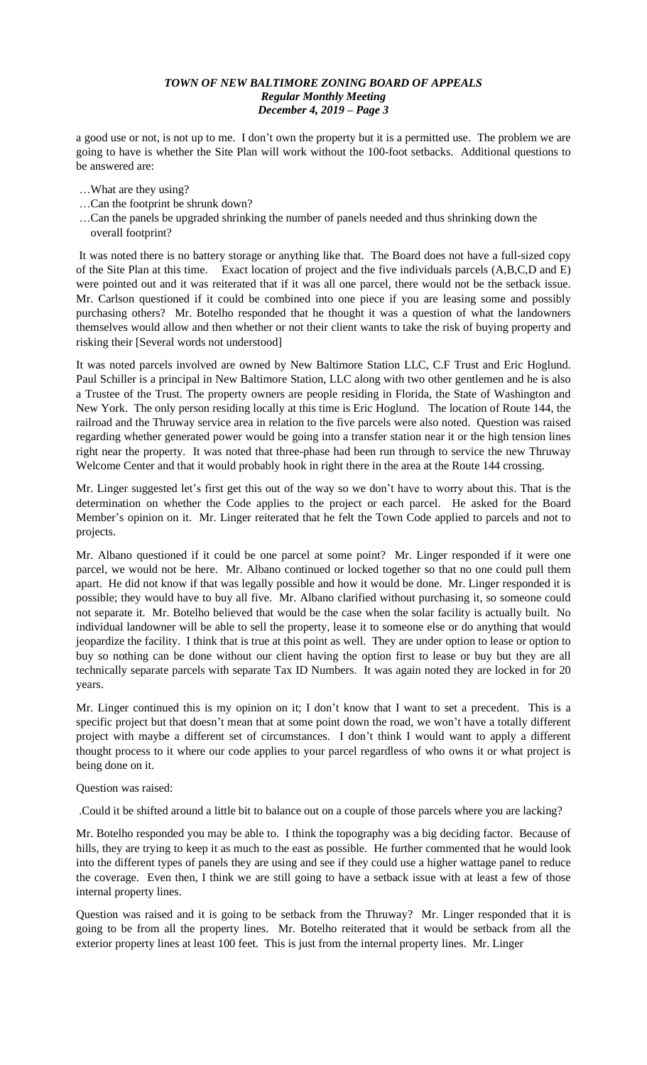a good use or not, is not up to me. I don't own the property but it is a permitted use. The problem we are going to have is whether the Site Plan will work without the 100-foot setbacks. Additional questions to be answered are:

…What are they using?
…Can the footprint be shrunk down?
…Can the panels be upgraded shrinking the number of panels needed and thus shrinking down the overall footprint?

It was noted there is no battery storage or anything like that. The Board does not have a full-sized copy of the Site Plan at this time. Exact location of project and the five individuals parcels (A,B,C,D and E) were pointed out and it was reiterated that if it was all one parcel, there would not be the setback issue. Mr. Carlson questioned if it could be combined into one piece if you are leasing some and possibly purchasing others? Mr. Botelho responded that he thought it was a question of what the landowners themselves would allow and then whether or not their client wants to take the risk of buying property and risking their [Several words not understood]

It was noted parcels involved are owned by New Baltimore Station LLC, C.F Trust and Eric Hoglund. Paul Schiller is a principal in New Baltimore Station, LLC along with two other gentlemen and he is also a Trustee of the Trust. The property owners are people residing in Florida, the State of Washington and New York. The only person residing locally at this time is Eric Hoglund. The location of Route 144, the railroad and the Thruway service area in relation to the five parcels were also noted. Question was raised regarding whether generated power would be going into a transfer station near it or the high tension lines right near the property. It was noted that three-phase had been run through to service the new Thruway Welcome Center and that it would probably hook in right there in the area at the Route 144 crossing.

Mr. Linger suggested let's first get this out of the way so we don't have to worry about this. That is the determination on whether the Code applies to the project or each parcel. He asked for the Board Member's opinion on it. Mr. Linger reiterated that he felt the Town Code applied to parcels and not to projects.

Mr. Albano questioned if it could be one parcel at some point? Mr. Linger responded if it were one parcel, we would not be here. Mr. Albano continued or locked together so that no one could pull them apart. He did not know if that was legally possible and how it would be done. Mr. Linger responded it is possible; they would have to buy all five. Mr. Albano clarified without purchasing it, so someone could not separate it. Mr. Botelho believed that would be the case when the solar facility is actually built. No individual landowner will be able to sell the property, lease it to someone else or do anything that would jeopardize the facility. I think that is true at this point as well. They are under option to lease or option to buy so nothing can be done without our client having the option first to lease or buy but they are all technically separate parcels with separate Tax ID Numbers. It was again noted they are locked in for 20 years.

Mr. Linger continued this is my opinion on it; I don't know that I want to set a precedent. This is a specific project but that doesn't mean that at some point down the road, we won't have a totally different project with maybe a different set of circumstances. I don't think I would want to apply a different thought process to it where our code applies to your parcel regardless of who owns it or what project is being done on it.

Question was raised:

.Could it be shifted around a little bit to balance out on a couple of those parcels where you are lacking?

Mr. Botelho responded you may be able to. I think the topography was a big deciding factor. Because of hills, they are trying to keep it as much to the east as possible. He further commented that he would look into the different types of panels they are using and see if they could use a higher wattage panel to reduce the coverage. Even then, I think we are still going to have a setback issue with at least a few of those internal property lines.

Question was raised and it is going to be setback from the Thruway? Mr. Linger responded that it is going to be from all the property lines. Mr. Botelho reiterated that it would be setback from all the exterior property lines at least 100 feet. This is just from the internal property lines. Mr. Linger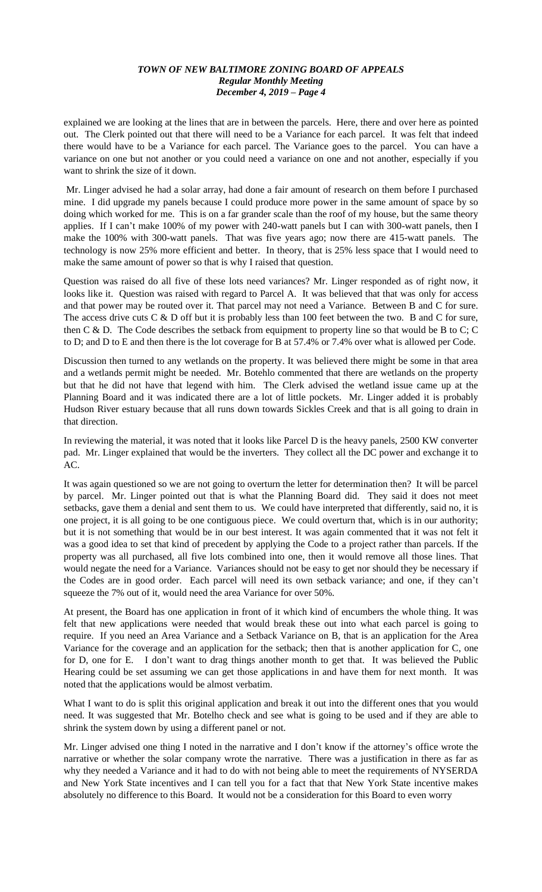explained we are looking at the lines that are in between the parcels. Here, there and over here as pointed out. The Clerk pointed out that there will need to be a Variance for each parcel. It was felt that indeed there would have to be a Variance for each parcel. The Variance goes to the parcel. You can have a variance on one but not another or you could need a variance on one and not another, especially if you want to shrink the size of it down.

Mr. Linger advised he had a solar array, had done a fair amount of research on them before I purchased mine. I did upgrade my panels because I could produce more power in the same amount of space by so doing which worked for me. This is on a far grander scale than the roof of my house, but the same theory applies. If I can't make 100% of my power with 240-watt panels but I can with 300-watt panels, then I make the 100% with 300-watt panels. That was five years ago; now there are 415-watt panels. The technology is now 25% more efficient and better. In theory, that is 25% less space that I would need to make the same amount of power so that is why I raised that question.

Question was raised do all five of these lots need variances? Mr. Linger responded as of right now, it looks like it. Question was raised with regard to Parcel A. It was believed that that was only for access and that power may be routed over it. That parcel may not need a Variance. Between B and C for sure. The access drive cuts C & D off but it is probably less than 100 feet between the two. B and C for sure, then C & D. The Code describes the setback from equipment to property line so that would be B to C; C to D; and D to E and then there is the lot coverage for B at 57.4% or 7.4% over what is allowed per Code.

Discussion then turned to any wetlands on the property. It was believed there might be some in that area and a wetlands permit might be needed. Mr. Botehlo commented that there are wetlands on the property but that he did not have that legend with him. The Clerk advised the wetland issue came up at the Planning Board and it was indicated there are a lot of little pockets. Mr. Linger added it is probably Hudson River estuary because that all runs down towards Sickles Creek and that is all going to drain in that direction.

In reviewing the material, it was noted that it looks like Parcel D is the heavy panels, 2500 KW converter pad. Mr. Linger explained that would be the inverters. They collect all the DC power and exchange it to AC.

It was again questioned so we are not going to overturn the letter for determination then? It will be parcel by parcel. Mr. Linger pointed out that is what the Planning Board did. They said it does not meet setbacks, gave them a denial and sent them to us. We could have interpreted that differently, said no, it is one project, it is all going to be one contiguous piece. We could overturn that, which is in our authority; but it is not something that would be in our best interest. It was again commented that it was not felt it was a good idea to set that kind of precedent by applying the Code to a project rather than parcels. If the property was all purchased, all five lots combined into one, then it would remove all those lines. That would negate the need for a Variance. Variances should not be easy to get nor should they be necessary if the Codes are in good order. Each parcel will need its own setback variance; and one, if they can't squeeze the 7% out of it, would need the area Variance for over 50%.

At present, the Board has one application in front of it which kind of encumbers the whole thing. It was felt that new applications were needed that would break these out into what each parcel is going to require. If you need an Area Variance and a Setback Variance on B, that is an application for the Area Variance for the coverage and an application for the setback; then that is another application for C, one for D, one for E. I don't want to drag things another month to get that. It was believed the Public Hearing could be set assuming we can get those applications in and have them for next month. It was noted that the applications would be almost verbatim.

What I want to do is split this original application and break it out into the different ones that you would need. It was suggested that Mr. Botelho check and see what is going to be used and if they are able to shrink the system down by using a different panel or not.

Mr. Linger advised one thing I noted in the narrative and I don't know if the attorney's office wrote the narrative or whether the solar company wrote the narrative. There was a justification in there as far as why they needed a Variance and it had to do with not being able to meet the requirements of NYSERDA and New York State incentives and I can tell you for a fact that that New York State incentive makes absolutely no difference to this Board. It would not be a consideration for this Board to even worry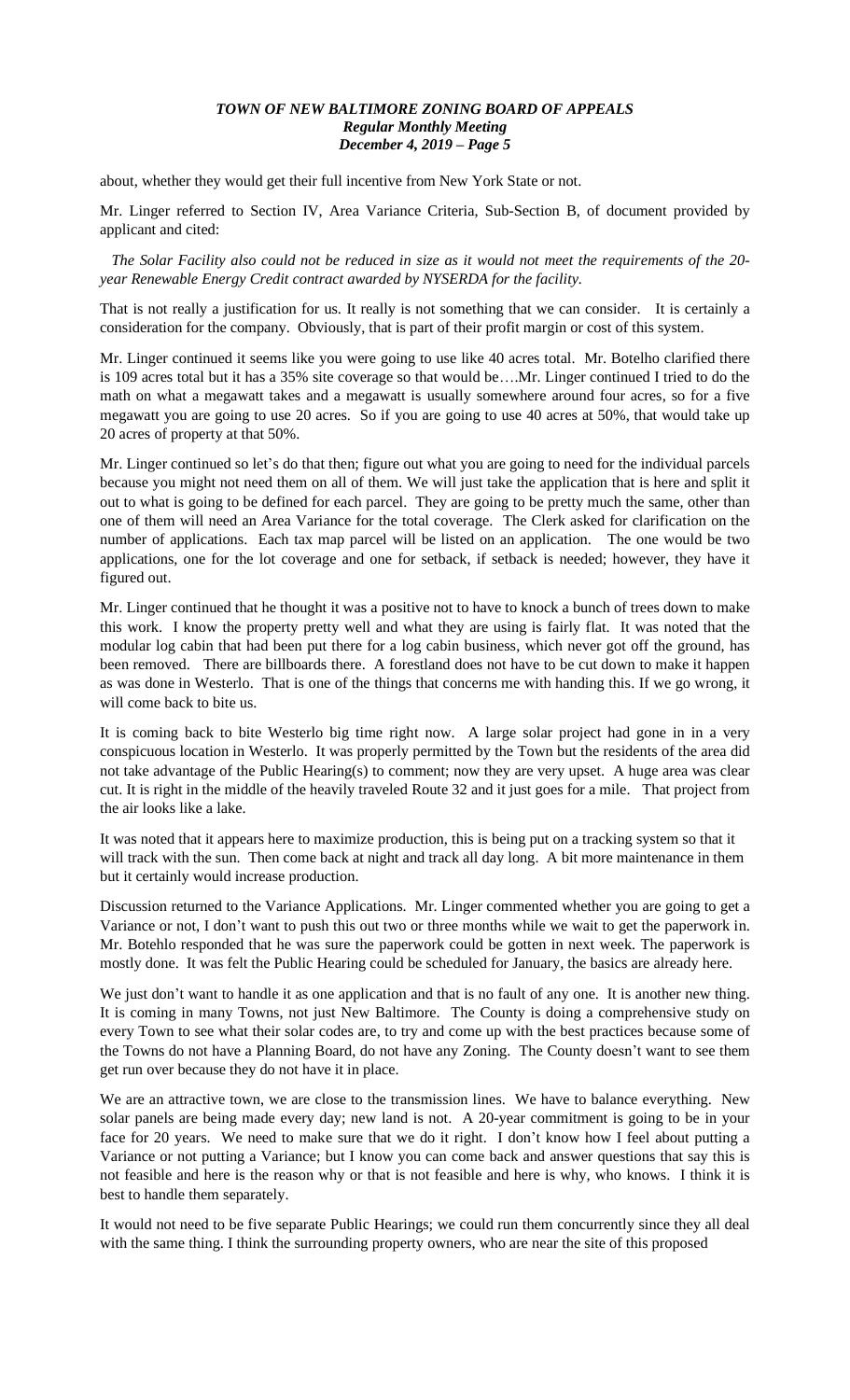about, whether they would get their full incentive from New York State or not.

Mr. Linger referred to Section IV, Area Variance Criteria, Sub-Section B, of document provided by applicant and cited:

*The Solar Facility also could not be reduced in size as it would not meet the requirements of the 20-year Renewable Energy Credit contract awarded by NYSERDA for the facility.*

That is not really a justification for us. It really is not something that we can consider. It is certainly a consideration for the company. Obviously, that is part of their profit margin or cost of this system.

Mr. Linger continued it seems like you were going to use like 40 acres total. Mr. Botelho clarified there is 109 acres total but it has a 35% site coverage so that would be….Mr. Linger continued I tried to do the math on what a megawatt takes and a megawatt is usually somewhere around four acres, so for a five megawatt you are going to use 20 acres. So if you are going to use 40 acres at 50%, that would take up 20 acres of property at that 50%.

Mr. Linger continued so let's do that then; figure out what you are going to need for the individual parcels because you might not need them on all of them. We will just take the application that is here and split it out to what is going to be defined for each parcel. They are going to be pretty much the same, other than one of them will need an Area Variance for the total coverage. The Clerk asked for clarification on the number of applications. Each tax map parcel will be listed on an application. The one would be two applications, one for the lot coverage and one for setback, if setback is needed; however, they have it figured out.

Mr. Linger continued that he thought it was a positive not to have to knock a bunch of trees down to make this work. I know the property pretty well and what they are using is fairly flat. It was noted that the modular log cabin that had been put there for a log cabin business, which never got off the ground, has been removed. There are billboards there. A forestland does not have to be cut down to make it happen as was done in Westerlo. That is one of the things that concerns me with handing this. If we go wrong, it will come back to bite us.

It is coming back to bite Westerlo big time right now. A large solar project had gone in in a very conspicuous location in Westerlo. It was properly permitted by the Town but the residents of the area did not take advantage of the Public Hearing(s) to comment; now they are very upset. A huge area was clear cut. It is right in the middle of the heavily traveled Route 32 and it just goes for a mile. That project from the air looks like a lake.

It was noted that it appears here to maximize production, this is being put on a tracking system so that it will track with the sun. Then come back at night and track all day long. A bit more maintenance in them but it certainly would increase production.

Discussion returned to the Variance Applications. Mr. Linger commented whether you are going to get a Variance or not, I don't want to push this out two or three months while we wait to get the paperwork in. Mr. Botehlo responded that he was sure the paperwork could be gotten in next week. The paperwork is mostly done. It was felt the Public Hearing could be scheduled for January, the basics are already here.

We just don't want to handle it as one application and that is no fault of any one. It is another new thing. It is coming in many Towns, not just New Baltimore. The County is doing a comprehensive study on every Town to see what their solar codes are, to try and come up with the best practices because some of the Towns do not have a Planning Board, do not have any Zoning. The County doesn't want to see them get run over because they do not have it in place.

We are an attractive town, we are close to the transmission lines. We have to balance everything. New solar panels are being made every day; new land is not. A 20-year commitment is going to be in your face for 20 years. We need to make sure that we do it right. I don't know how I feel about putting a Variance or not putting a Variance; but I know you can come back and answer questions that say this is not feasible and here is the reason why or that is not feasible and here is why, who knows. I think it is best to handle them separately.

It would not need to be five separate Public Hearings; we could run them concurrently since they all deal with the same thing. I think the surrounding property owners, who are near the site of this proposed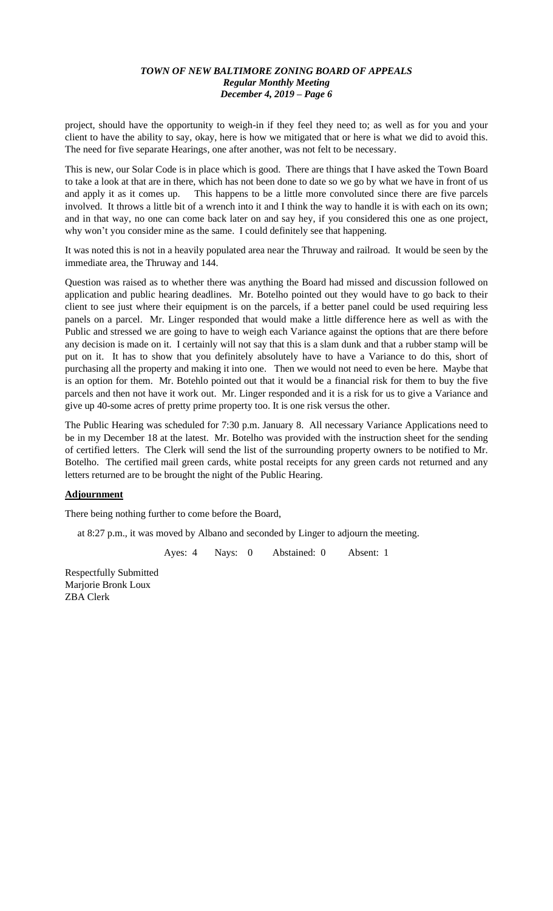project, should have the opportunity to weigh-in if they feel they need to; as well as for you and your client to have the ability to say, okay, here is how we mitigated that or here is what we did to avoid this. The need for five separate Hearings, one after another, was not felt to be necessary.

This is new, our Solar Code is in place which is good. There are things that I have asked the Town Board to take a look at that are in there, which has not been done to date so we go by what we have in front of us and apply it as it comes up. This happens to be a little more convoluted since there are five parcels involved. It throws a little bit of a wrench into it and I think the way to handle it is with each on its own; and in that way, no one can come back later on and say hey, if you considered this one as one project, why won't you consider mine as the same. I could definitely see that happening.

It was noted this is not in a heavily populated area near the Thruway and railroad. It would be seen by the immediate area, the Thruway and 144.

Question was raised as to whether there was anything the Board had missed and discussion followed on application and public hearing deadlines. Mr. Botehlo pointed out they would have to go back to their client to see just where their equipment is on the parcels, if a better panel could be used requiring less panels on a parcel. Mr. Linger responded that would make a little difference here as well as with the Public and stressed we are going to have to weigh each Variance against the options that are there before any decision is made on it. I certainly will not say that this is a slam dunk and that a rubber stamp will be put on it. It has to show that you definitely absolutely have to have a Variance to do this, short of purchasing all the property and making it into one. Then we would not need to even be here. Maybe that is an option for them. Mr. Botehlo pointed out that it would be a financial risk for them to buy the five parcels and then not have it work out. Mr. Linger responded and it is a risk for us to give a Variance and give up 40-some acres of pretty prime property too. It is one risk versus the other.

The Public Hearing was scheduled for 7:30 p.m. January 8. All necessary Variance Applications need to be in my December 18 at the latest. Mr. Botelho was provided with the instruction sheet for the sending of certified letters. The Clerk will send the list of the surrounding property owners to be notified to Mr. Botelho. The certified mail green cards, white postal receipts for any green cards not returned and any letters returned are to be brought the night of the Public Hearing.

**Adjournment**

There being nothing further to come before the Board,

at 8:27 p.m., it was moved by Albano and seconded by Linger to adjourn the meeting.

Ayes: 4 Nays: 0 Abstained: 0 Absent: 1

Respectfully Submitted
Marjorie Bronk Loux
ZBA Clerk